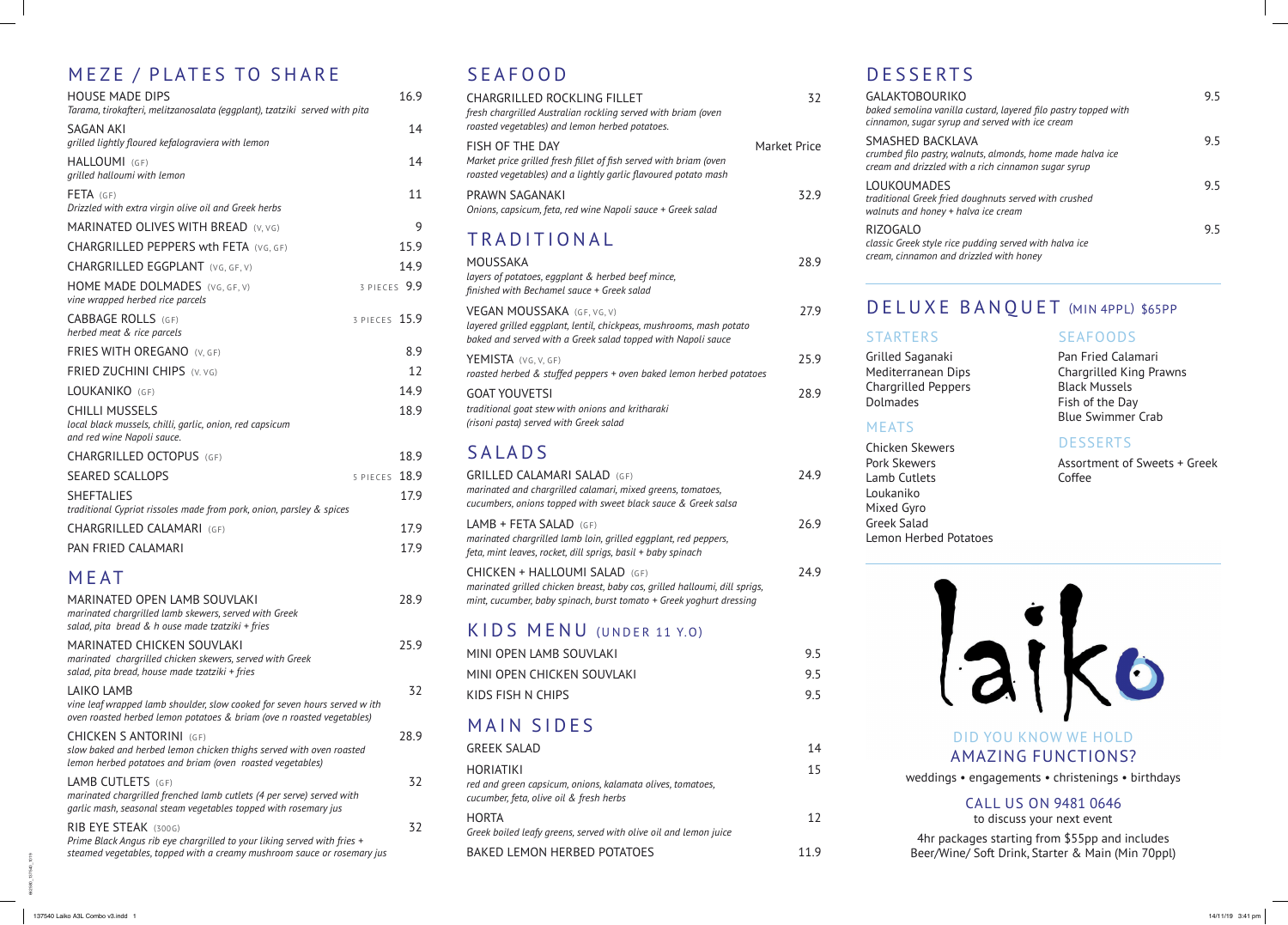## MEZE / PLATES TO SHARE

| | |
|---|---|
| HOUSE MADE DIPS<br>*Tarama, tirokafteri, melitzanosalata (eggplant), tzatziki served with pita* | 16.9 |
| SAGAN AKI<br>*grilled lightly floured kefalograviera with lemon* | 14 |
| HALLOUMI (GF)<br>*grilled halloumi with lemon* | 14 |
| FETA (GF)<br>*Drizzled with extra virgin olive oil and Greek herbs* | 11 |
| MARINATED OLIVES WITH BREAD (V, VG) | 9 |
| CHARGRILLED PEPPERS wth FETA (VG, GF) | 15.9 |
| CHARGRILLED EGGPLANT (VG, GF, V) | 14.9 |
| HOME MADE DOLMADES (VG, GF, V)<br>*vine wrapped herbed rice parcels* | 3 PIECES 9.9 |
| CABBAGE ROLLS (GF)<br>*herbed meat & rice parcels* | 3 PIECES 15.9 |
| FRIES WITH OREGANO (V, GF) | 8.9 |
| FRIED ZUCHINI CHIPS (V. VG) | 12 |
| LOUKANIKO (GF) | 14.9 |
| CHILLI MUSSELS<br>*local black mussels, chilli, garlic, onion, red capsicum and red wine Napoli sauce.* | 18.9 |
| CHARGRILLED OCTOPUS (GF) | 18.9 |
| SEARED SCALLOPS | 5 PIECES 18.9 |
| SHEFTALIES<br>*traditional Cypriot rissoles made from pork, onion, parsley & spices* | 17.9 |
| CHARGRILLED CALAMARI (GF) | 17.9 |
| PAN FRIED CALAMARI | 17.9 |

## MEAT

| | |
|---|---|
| MARINATED OPEN LAMB SOUVLAKI<br>*marinated chargrilled lamb skewers, served with Greek salad, pita bread & h ouse made tzatziki + fries* | 28.9 |
| MARINATED CHICKEN SOUVLAKI<br>*marinated chargrilled chicken skewers, served with Greek salad, pita bread, house made tzatziki + fries* | 25.9 |
| LAIKO LAMB<br>*vine leaf wrapped lamb shoulder, slow cooked for seven hours served w ith oven roasted herbed lemon potatoes & briam (ove n roasted vegetables)* | 32 |
| CHICKEN S ANTORINI (GF)<br>*slow baked and herbed lemon chicken thighs served with oven roasted lemon herbed potatoes and briam (oven roasted vegetables)* | 28.9 |
| LAMB CUTLETS (GF)<br>*marinated chargrilled frenched lamb cutlets (4 per serve) served with garlic mash, seasonal steam vegetables topped with rosemary jus* | 32 |
| RIB EYE STEAK (300G)<br>*Prime Black Angus rib eye chargrilled to your liking served with fries + steamed vegetables, topped with a creamy mushroom sauce or rosemary jus* | 32 |

## SEAFOOD

| | |
|---|---|
| CHARGRILLED ROCKLING FILLET<br>*fresh chargrilled Australian rockling served with briam (oven roasted vegetables) and lemon herbed potatoes.* | 32 |
| FISH OF THE DAY<br>*Market price grilled fresh fillet of fish served with briam (oven roasted vegetables) and a lightly garlic flavoured potato mash* | Market Price |
| PRAWN SAGANAKI<br>*Onions, capsicum, feta, red wine Napoli sauce + Greek salad* | 32.9 |

## TRADITIONAL

| | |
|---|---|
| MOUSSAKA<br>*layers of potatoes, eggplant & herbed beef mince, finished with Bechamel sauce + Greek salad* | 28.9 |
| VEGAN MOUSSAKA (GF, VG, V)<br>*layered grilled eggplant, lentil, chickpeas, mushrooms, mash potato baked and served with a Greek salad topped with Napoli sauce* | 27.9 |
| YEMISTA (VG, V, GF)<br>*roasted herbed & stuffed peppers + oven baked lemon herbed potatoes* | 25.9 |
| GOAT YOUVETSI<br>*traditional goat stew with onions and kritharaki (risoni pasta) served with Greek salad* | 28.9 |

## SALADS

| | |
|---|---|
| GRILLED CALAMARI SALAD (GF)<br>*marinated and chargrilled calamari, mixed greens, tomatoes, cucumbers, onions topped with sweet black sauce & Greek salsa* | 24.9 |
| LAMB + FETA SALAD (GF)<br>*marinated chargrilled lamb loin, grilled eggplant, red peppers, feta, mint leaves, rocket, dill sprigs, basil + baby spinach* | 26.9 |
| CHICKEN + HALLOUMI SALAD (GF)<br>*marinated grilled chicken breast, baby cos, grilled halloumi, dill sprigs, mint, cucumber, baby spinach, burst tomato + Greek yoghurt dressing* | 24.9 |

## KIDS MENU (UNDER 11 Y.O)

| | |
|---|---|
| MINI OPEN LAMB SOUVLAKI | 9.5 |
| MINI OPEN CHICKEN SOUVLAKI | 9.5 |
| KIDS FISH N CHIPS | 9.5 |

## MAIN SIDES

| | |
|---|---|
| GREEK SALAD | 14 |
| HORIATIKI<br>*red and green capsicum, onions, kalamata olives, tomatoes, cucumber, feta, olive oil & fresh herbs* | 15 |
| HORTA<br>*Greek boiled leafy greens, served with olive oil and lemon juice* | 12 |
| BAKED LEMON HERBED POTATOES | 11.9 |

## DESSERTS

| | |
|---|---|
| GALAKTOBOURIKO<br>*baked semolina vanilla custard, layered filo pastry topped with cinnamon, sugar syrup and served with ice cream* | 9.5 |
| SMASHED BACKLAVA<br>*crumbed filo pastry, walnuts, almonds, home made halva ice cream and drizzled with a rich cinnamon sugar syrup* | 9.5 |
| LOUKOUMADES<br>*traditional Greek fried doughnuts served with crushed walnuts and honey + halva ice cream* | 9.5 |
| RIZOGALO<br>*classic Greek style rice pudding served with halva ice cream, cinnamon and drizzled with honey* | 9.5 |

## DELUXE BANQUET (MIN 4PPL) $65PP

### STARTERS
Grilled Saganaki
Mediterranean Dips
Chargrilled Peppers
Dolmades

### MEATS
Chicken Skewers
Pork Skewers
Lamb Cutlets
Loukaniko
Mixed Gyro
Greek Salad
Lemon Herbed Potatoes

### SEAFOODS
Pan Fried Calamari
Chargrilled King Prawns
Black Mussels
Fish of the Day
Blue Swimmer Crab

### DESSERTS
Assortment of Sweets + Greek Coffee

laiko

DID YOU KNOW WE HOLD
AMAZING FUNCTIONS?

weddings • engagements • christenings • birthdays

CALL US ON 9481 0646
to discuss your next event

4hr packages starting from $55pp and includes Beer/Wine/ Soft Drink, Starter & Main (Min 70ppl)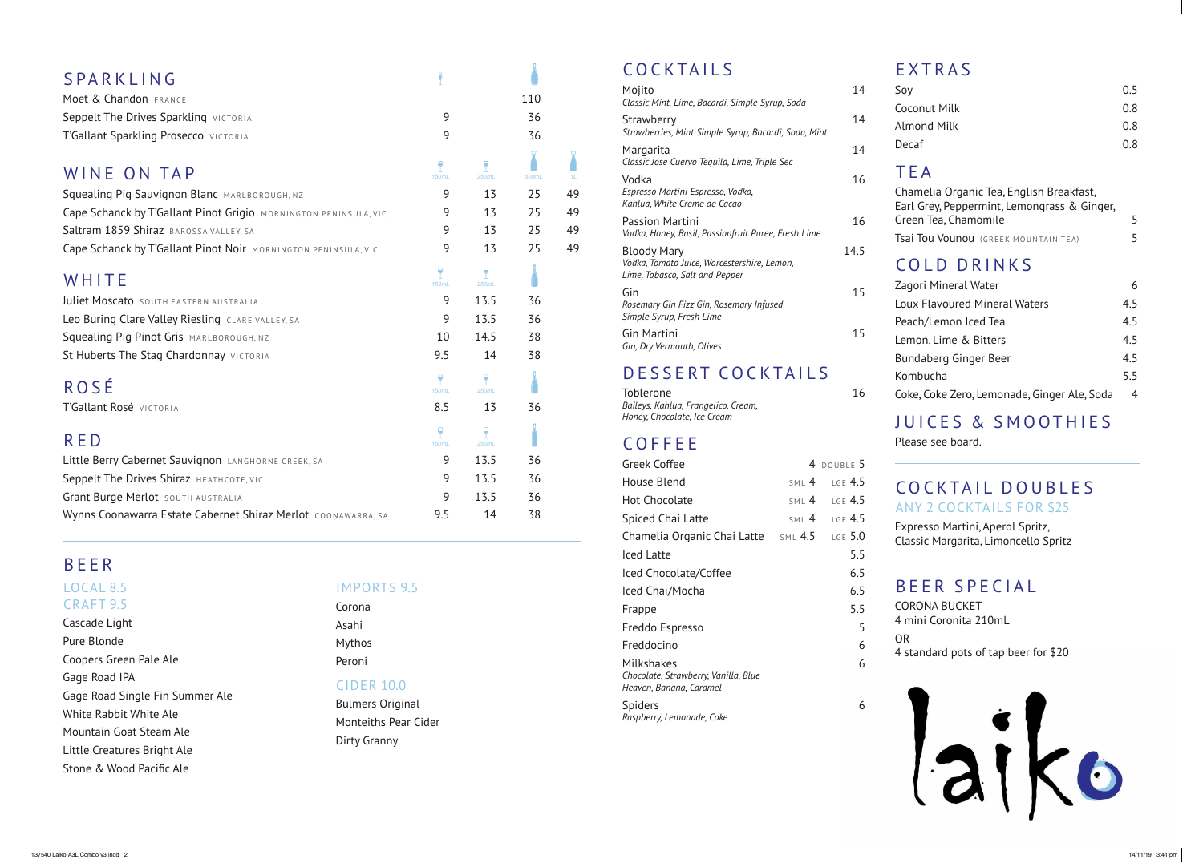## SPARKLING

| | Glass | | Bottle |
|---|---|---|---|
| Moet & Chandon FRANCE | | | 110 |
| Seppelt The Drives Sparkling VICTORIA | 9 | | 36 |
| T'Gallant Sparkling Prosecco VICTORIA | 9 | | 36 |

## WINE ON TAP

| | 150mL | 250mL | 500mL | 1L |
|---|---|---|---|---|
| Squealing Pig Sauvignon Blanc MARLBOROUGH, NZ | 9 | 13 | 25 | 49 |
| Cape Schanck by T'Gallant Pinot Grigio MORNINGTON PENINSULA, VIC | 9 | 13 | 25 | 49 |
| Saltram 1859 Shiraz BAROSSA VALLEY, SA | 9 | 13 | 25 | 49 |
| Cape Schanck by T'Gallant Pinot Noir MORNINGTON PENINSULA, VIC | 9 | 13 | 25 | 49 |

## WHITE

| | 150mL | 250mL | Bottle |
|---|---|---|---|
| Juliet Moscato SOUTH EASTERN AUSTRALIA | 9 | 13.5 | 36 |
| Leo Buring Clare Valley Riesling CLARE VALLEY, SA | 9 | 13.5 | 36 |
| Squealing Pig Pinot Gris MARLBOROUGH, NZ | 10 | 14.5 | 38 |
| St Huberts The Stag Chardonnay VICTORIA | 9.5 | 14 | 38 |

## ROSÉ

| | 150mL | 250mL | Bottle |
|---|---|---|---|
| T'Gallant Rosé VICTORIA | 8.5 | 13 | 36 |

## RED

| | 150mL | 250mL | Bottle |
|---|---|---|---|
| Little Berry Cabernet Sauvignon LANGHORNE CREEK, SA | 9 | 13.5 | 36 |
| Seppelt The Drives Shiraz HEATHCOTE, VIC | 9 | 13.5 | 36 |
| Grant Burge Merlot SOUTH AUSTRALIA | 9 | 13.5 | 36 |
| Wynns Coonawarra Estate Cabernet Shiraz Merlot COONAWARRA, SA | 9.5 | 14 | 38 |

## BEER

### LOCAL 8.5
### CRAFT 9.5

- Cascade Light
- Pure Blonde
- Coopers Green Pale Ale
- Gage Road IPA
- Gage Road Single Fin Summer Ale
- White Rabbit White Ale
- Mountain Goat Steam Ale
- Little Creatures Bright Ale
- Stone & Wood Pacific Ale

### IMPORTS 9.5

- Corona
- Asahi
- Mythos
- Peroni

### CIDER 10.0

- Bulmers Original
- Monteiths Pear Cider
- Dirty Granny

## COCKTAILS

| | |
|---|---|
| Mojito<br>*Classic Mint, Lime, Bacardi, Simple Syrup, Soda* | 14 |
| Strawberry<br>*Strawberries, Mint Simple Syrup, Bacardi, Soda, Mint* | 14 |
| Margarita<br>*Classic Jose Cuervo Tequila, Lime, Triple Sec* | 14 |
| Vodka<br>*Espresso Martini Espresso, Vodka, Kahlua, White Creme de Cacao* | 16 |
| Passion Martini<br>*Vodka, Honey, Basil, Passionfruit Puree, Fresh Lime* | 16 |
| Bloody Mary<br>*Vodka, Tomato Juice, Worcestershire, Lemon, Lime, Tobasco, Salt and Pepper* | 14.5 |
| Gin<br>*Rosemary Gin Fizz Gin, Rosemary Infused Simple Syrup, Fresh Lime* | 15 |
| Gin Martini<br>*Gin, Dry Vermouth, Olives* | 15 |

## DESSERT COCKTAILS

| | |
|---|---|
| Toblerone<br>*Baileys, Kahlua, Frangelico, Cream, Honey, Chocolate, Ice Cream* | 16 |

## COFFEE

| | | |
|---|---|---|
| Greek Coffee | 4 | DOUBLE 5 |
| House Blend | SML 4 | LGE 4.5 |
| Hot Chocolate | SML 4 | LGE 4.5 |
| Spiced Chai Latte | SML 4 | LGE 4.5 |
| Chamelia Organic Chai Latte | SML 4.5 | LGE 5.0 |
| Iced Latte | | 5.5 |
| Iced Chocolate/Coffee | | 6.5 |
| Iced Chai/Mocha | | 6.5 |
| Frappe | | 5.5 |
| Freddo Espresso | | 5 |
| Freddocino | | 6 |
| Milkshakes<br>*Chocolate, Strawberry, Vanilla, Blue Heaven, Banana, Caramel* | | 6 |
| Spiders<br>*Raspberry, Lemonade, Coke* | | 6 |

## EXTRAS

| | |
|---|---|
| Soy | 0.5 |
| Coconut Milk | 0.8 |
| Almond Milk | 0.8 |
| Decaf | 0.8 |

## TEA

| | |
|---|---|
| Chamelia Organic Tea, English Breakfast, Earl Grey, Peppermint, Lemongrass & Ginger, Green Tea, Chamomile | 5 |
| Tsai Tou Vounou (GREEK MOUNTAIN TEA) | 5 |

## COLD DRINKS

| | |
|---|---|
| Zagori Mineral Water | 6 |
| Loux Flavoured Mineral Waters | 4.5 |
| Peach/Lemon Iced Tea | 4.5 |
| Lemon, Lime & Bitters | 4.5 |
| Bundaberg Ginger Beer | 4.5 |
| Kombucha | 5.5 |
| Coke, Coke Zero, Lemonade, Ginger Ale, Soda | 4 |

## JUICES & SMOOTHIES

Please see board.

## COCKTAIL DOUBLES

### ANY 2 COCKTAILS FOR $25

Expresso Martini, Aperol Spritz, Classic Margarita, Limoncello Spritz

## BEER SPECIAL

CORONA BUCKET
4 mini Coronita 210mL

OR

4 standard pots of tap beer for $20

laiko